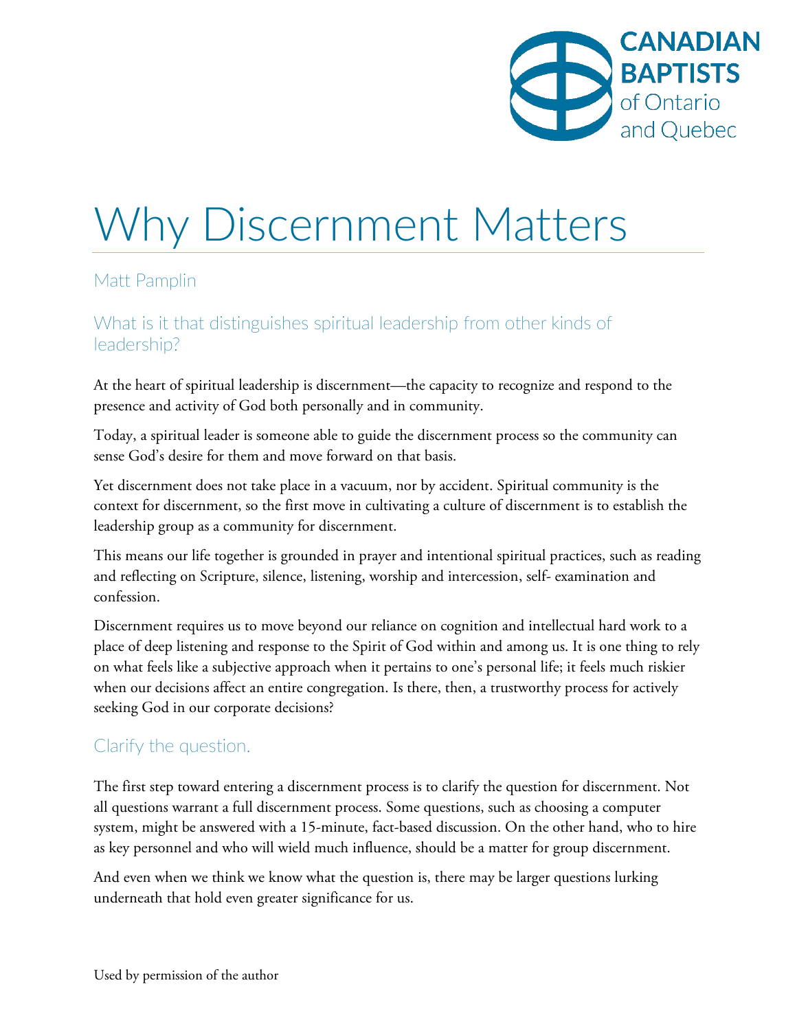# Why Discernment Matters

Matt Pamplin

## What is it that distinguishes spiritual leadership from other kinds of leadership?

At the heart of spiritual leadership is discernment—the capacity to recognize and respond to the presence and activity of God both personally and in community.

Today, a spiritual leader is someone able to guide the discernment process so the community can sense God's desire for them and move forward on that basis.

Yet discernment does not take place in a vacuum, nor by accident. Spiritual community is the context for discernment, so the first move in cultivating a culture of discernment is to establish the leadership group as a community for discernment.

This means our life together is grounded in prayer and intentional spiritual practices, such as reading and reflecting on Scripture, silence, listening, worship and intercession, self- examination and confession.

Discernment requires us to move beyond our reliance on cognition and intellectual hard work to a place of deep listening and response to the Spirit of God within and among us. It is one thing to rely on what feels like a subjective approach when it pertains to one's personal life; it feels much riskier when our decisions affect an entire congregation. Is there, then, a trustworthy process for actively seeking God in our corporate decisions?

## Clarify the question.

The first step toward entering a discernment process is to clarify the question for discernment. Not all questions warrant a full discernment process. Some questions, such as choosing a computer system, might be answered with a 15-minute, fact-based discussion. On the other hand, who to hire as key personnel and who will wield much influence, should be a matter for group discernment.

And even when we think we know what the question is, there may be larger questions lurking underneath that hold even greater significance for us.

Used by permission of the author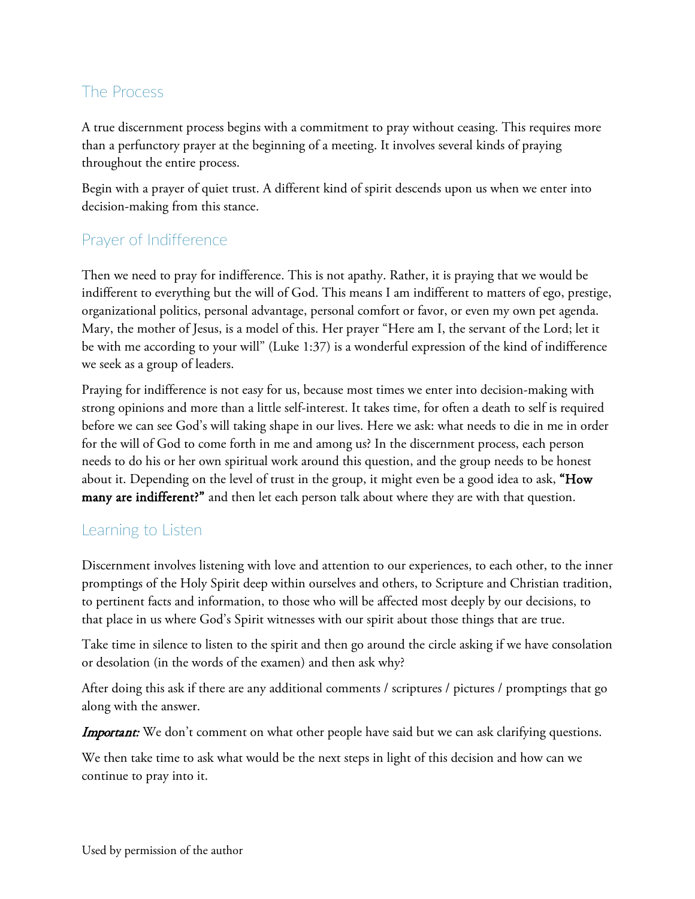## The Process

A true discernment process begins with a commitment to pray without ceasing. This requires more than a perfunctory prayer at the beginning of a meeting. It involves several kinds of praying throughout the entire process.

Begin with a prayer of quiet trust. A different kind of spirit descends upon us when we enter into decision-making from this stance.

## Prayer of Indifference

Then we need to pray for indifference. This is not apathy. Rather, it is praying that we would be indifferent to everything but the will of God. This means I am indifferent to matters of ego, prestige, organizational politics, personal advantage, personal comfort or favor, or even my own pet agenda. Mary, the mother of Jesus, is a model of this. Her prayer "Here am I, the servant of the Lord; let it be with me according to your will" (Luke 1:37) is a wonderful expression of the kind of indifference we seek as a group of leaders.

Praying for indifference is not easy for us, because most times we enter into decision-making with strong opinions and more than a little self-interest. It takes time, for often a death to self is required before we can see God's will taking shape in our lives. Here we ask: what needs to die in me in order for the will of God to come forth in me and among us? In the discernment process, each person needs to do his or her own spiritual work around this question, and the group needs to be honest about it. Depending on the level of trust in the group, it might even be a good idea to ask, **"How many are indifferent?"** and then let each person talk about where they are with that question.

## Learning to Listen

Discernment involves listening with love and attention to our experiences, to each other, to the inner promptings of the Holy Spirit deep within ourselves and others, to Scripture and Christian tradition, to pertinent facts and information, to those who will be affected most deeply by our decisions, to that place in us where God's Spirit witnesses with our spirit about those things that are true.

Take time in silence to listen to the spirit and then go around the circle asking if we have consolation or desolation (in the words of the examen) and then ask why?

After doing this ask if there are any additional comments / scriptures / pictures / promptings that go along with the answer.

***Important:*** We don't comment on what other people have said but we can ask clarifying questions.

We then take time to ask what would be the next steps in light of this decision and how can we continue to pray into it.

Used by permission of the author